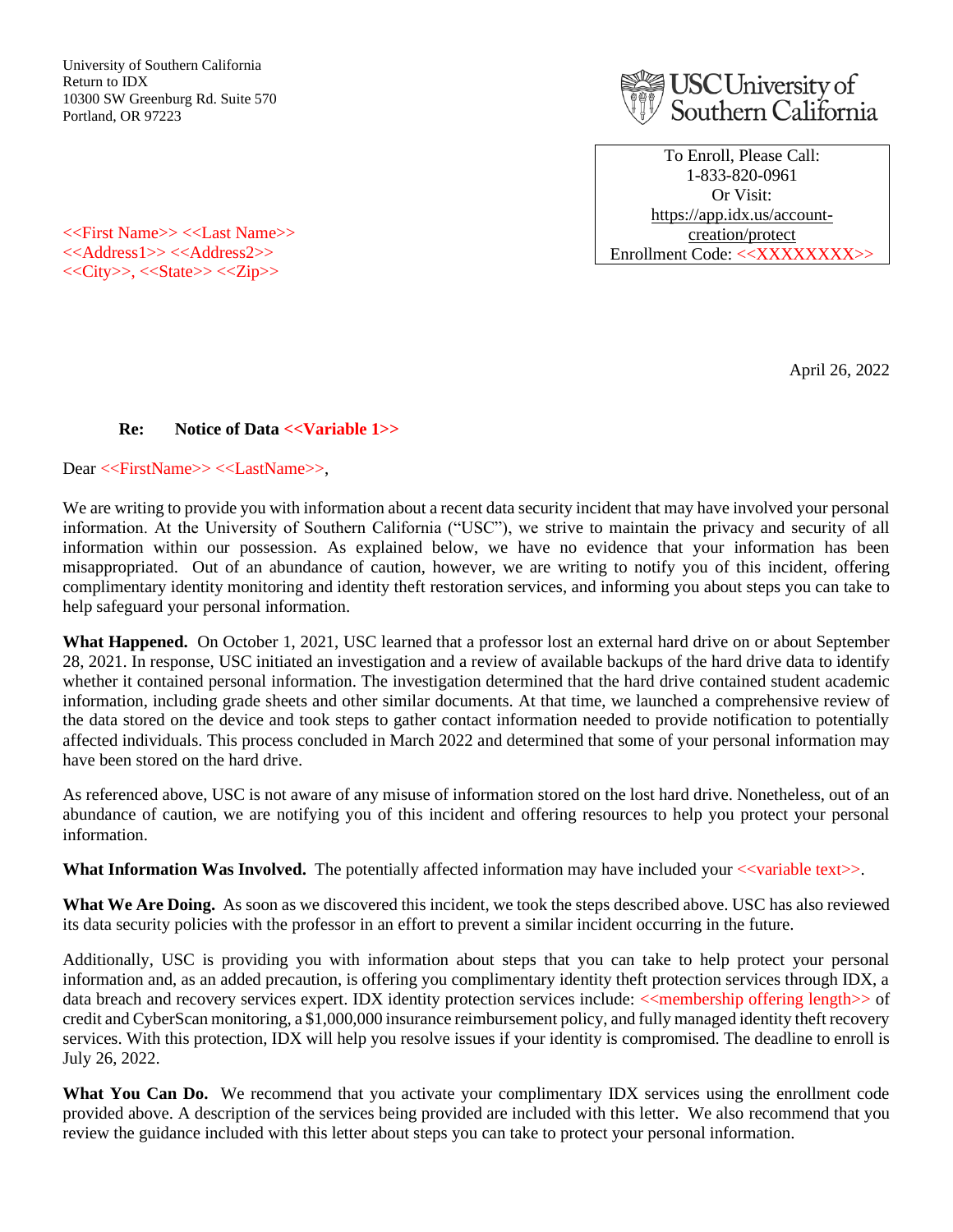University of Southern California
Return to IDX
10300 SW Greenburg Rd. Suite 570
Portland, OR 97223

USC University of Southern California

To Enroll, Please Call:
1-833-820-0961
Or Visit:
https://app.idx.us/account-creation/protect
Enrollment Code: <<XXXXXXXX>>

<<First Name>> <<Last Name>>
<<Address1>> <<Address2>>
<<City>>, <<State>> <<Zip>>

April 26, 2022

**Re: Notice of Data <<Variable 1>>**

Dear <<FirstName>> <<LastName>>,

We are writing to provide you with information about a recent data security incident that may have involved your personal information. At the University of Southern California ("USC"), we strive to maintain the privacy and security of all information within our possession. As explained below, we have no evidence that your information has been misappropriated. Out of an abundance of caution, however, we are writing to notify you of this incident, offering complimentary identity monitoring and identity theft restoration services, and informing you about steps you can take to help safeguard your personal information.

**What Happened.** On October 1, 2021, USC learned that a professor lost an external hard drive on or about September 28, 2021. In response, USC initiated an investigation and a review of available backups of the hard drive data to identify whether it contained personal information. The investigation determined that the hard drive contained student academic information, including grade sheets and other similar documents. At that time, we launched a comprehensive review of the data stored on the device and took steps to gather contact information needed to provide notification to potentially affected individuals. This process concluded in March 2022 and determined that some of your personal information may have been stored on the hard drive.

As referenced above, USC is not aware of any misuse of information stored on the lost hard drive. Nonetheless, out of an abundance of caution, we are notifying you of this incident and offering resources to help you protect your personal information.

**What Information Was Involved.** The potentially affected information may have included your <<variable text>>.

**What We Are Doing.** As soon as we discovered this incident, we took the steps described above. USC has also reviewed its data security policies with the professor in an effort to prevent a similar incident occurring in the future.

Additionally, USC is providing you with information about steps that you can take to help protect your personal information and, as an added precaution, is offering you complimentary identity theft protection services through IDX, a data breach and recovery services expert. IDX identity protection services include: <<membership offering length>> of credit and CyberScan monitoring, a $1,000,000 insurance reimbursement policy, and fully managed identity theft recovery services. With this protection, IDX will help you resolve issues if your identity is compromised. The deadline to enroll is July 26, 2022.

**What You Can Do.** We recommend that you activate your complimentary IDX services using the enrollment code provided above. A description of the services being provided are included with this letter. We also recommend that you review the guidance included with this letter about steps you can take to protect your personal information.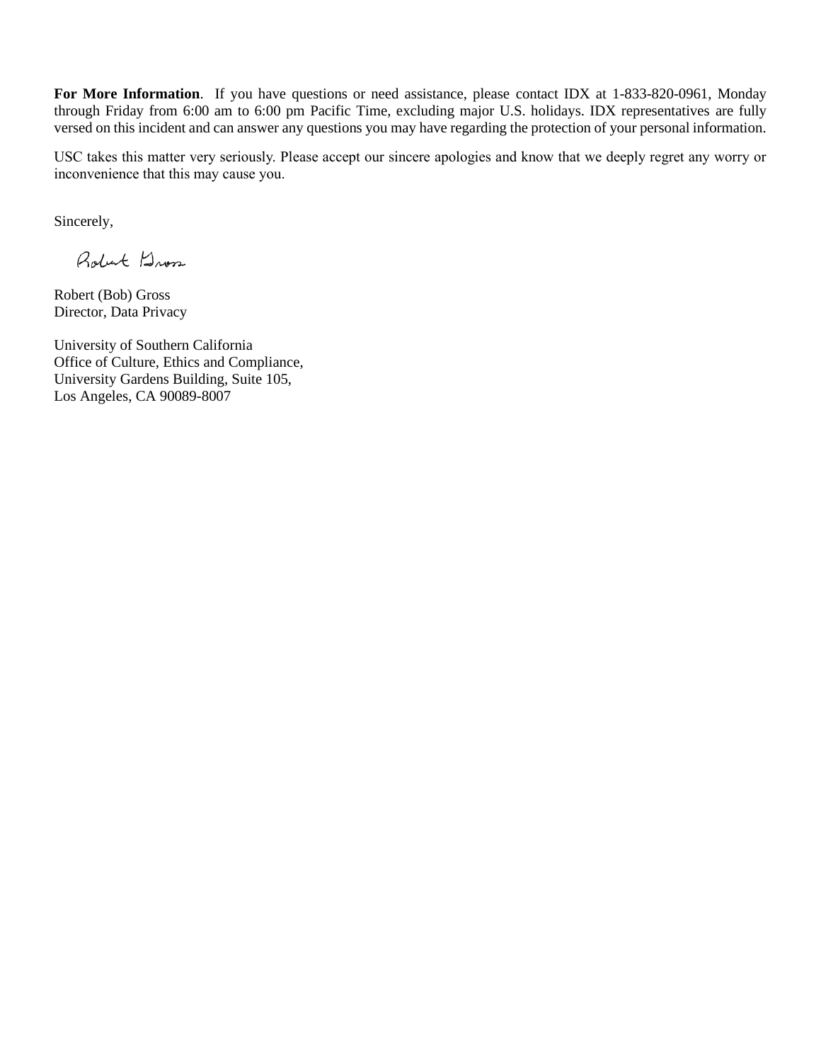**For More Information**. If you have questions or need assistance, please contact IDX at 1-833-820-0961, Monday through Friday from 6:00 am to 6:00 pm Pacific Time, excluding major U.S. holidays. IDX representatives are fully versed on this incident and can answer any questions you may have regarding the protection of your personal information.

USC takes this matter very seriously. Please accept our sincere apologies and know that we deeply regret any worry or inconvenience that this may cause you.

Sincerely,

Robert Gross

Robert (Bob) Gross
Director, Data Privacy

University of Southern California
Office of Culture, Ethics and Compliance,
University Gardens Building, Suite 105,
Los Angeles, CA 90089-8007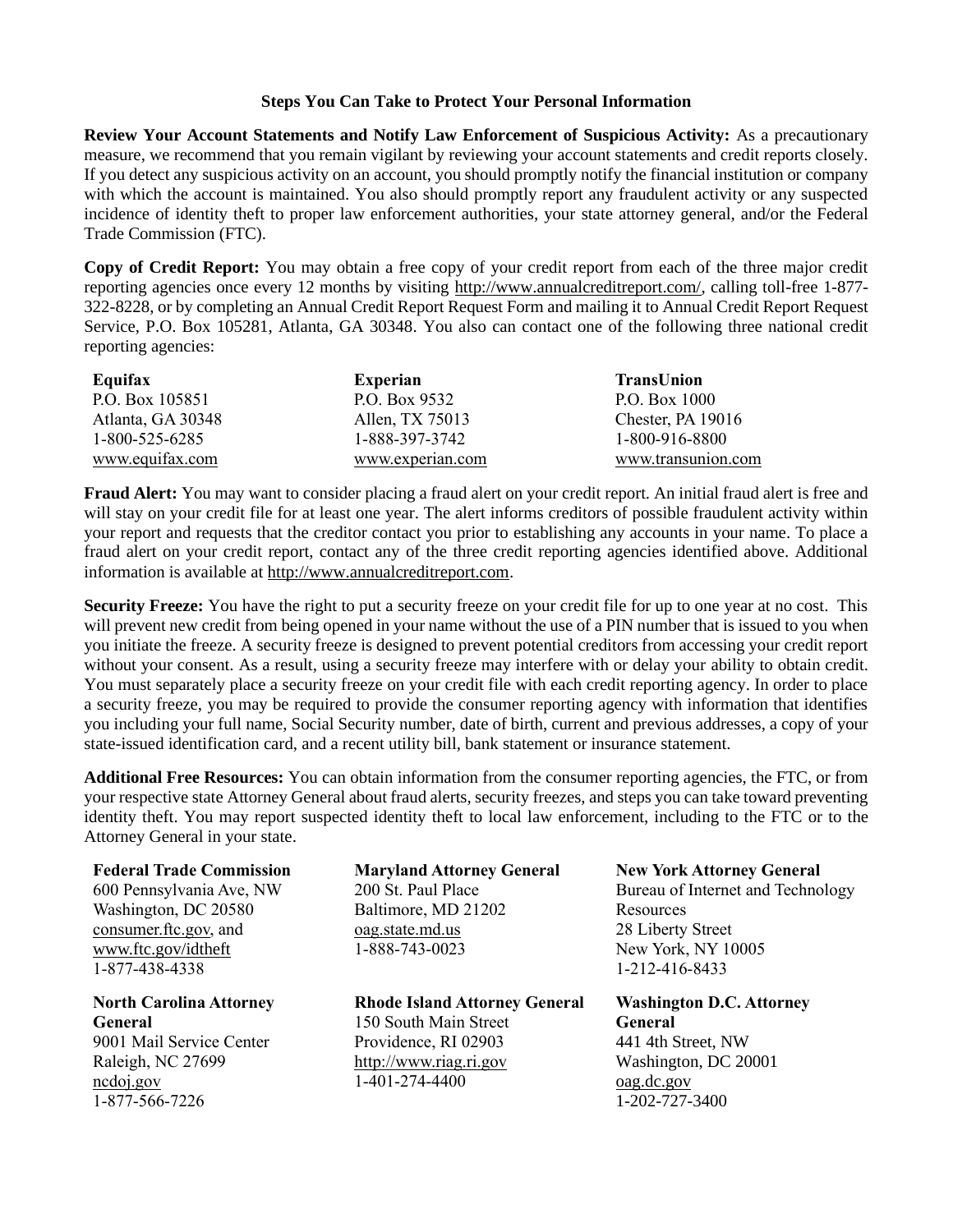## Steps You Can Take to Protect Your Personal Information

**Review Your Account Statements and Notify Law Enforcement of Suspicious Activity:** As a precautionary measure, we recommend that you remain vigilant by reviewing your account statements and credit reports closely. If you detect any suspicious activity on an account, you should promptly notify the financial institution or company with which the account is maintained. You also should promptly report any fraudulent activity or any suspected incidence of identity theft to proper law enforcement authorities, your state attorney general, and/or the Federal Trade Commission (FTC).

**Copy of Credit Report:** You may obtain a free copy of your credit report from each of the three major credit reporting agencies once every 12 months by visiting http://www.annualcreditreport.com/, calling toll-free 1-877-322-8228, or by completing an Annual Credit Report Request Form and mailing it to Annual Credit Report Request Service, P.O. Box 105281, Atlanta, GA 30348. You also can contact one of the following three national credit reporting agencies:

**Equifax**
P.O. Box 105851
Atlanta, GA 30348
1-800-525-6285
www.equifax.com

**Experian**
P.O. Box 9532
Allen, TX 75013
1-888-397-3742
www.experian.com

**TransUnion**
P.O. Box 1000
Chester, PA 19016
1-800-916-8800
www.transunion.com

**Fraud Alert:** You may want to consider placing a fraud alert on your credit report. An initial fraud alert is free and will stay on your credit file for at least one year. The alert informs creditors of possible fraudulent activity within your report and requests that the creditor contact you prior to establishing any accounts in your name. To place a fraud alert on your credit report, contact any of the three credit reporting agencies identified above. Additional information is available at http://www.annualcreditreport.com.

**Security Freeze:** You have the right to put a security freeze on your credit file for up to one year at no cost. This will prevent new credit from being opened in your name without the use of a PIN number that is issued to you when you initiate the freeze. A security freeze is designed to prevent potential creditors from accessing your credit report without your consent. As a result, using a security freeze may interfere with or delay your ability to obtain credit. You must separately place a security freeze on your credit file with each credit reporting agency. In order to place a security freeze, you may be required to provide the consumer reporting agency with information that identifies you including your full name, Social Security number, date of birth, current and previous addresses, a copy of your state-issued identification card, and a recent utility bill, bank statement or insurance statement.

**Additional Free Resources:** You can obtain information from the consumer reporting agencies, the FTC, or from your respective state Attorney General about fraud alerts, security freezes, and steps you can take toward preventing identity theft. You may report suspected identity theft to local law enforcement, including to the FTC or to the Attorney General in your state.

**Federal Trade Commission**
600 Pennsylvania Ave, NW
Washington, DC 20580
consumer.ftc.gov, and
www.ftc.gov/idtheft
1-877-438-4338

**Maryland Attorney General**
200 St. Paul Place
Baltimore, MD 21202
oag.state.md.us
1-888-743-0023

**New York Attorney General**
Bureau of Internet and Technology Resources
28 Liberty Street
New York, NY 10005
1-212-416-8433

**North Carolina Attorney General**
9001 Mail Service Center
Raleigh, NC 27699
ncdoj.gov
1-877-566-7226

**Rhode Island Attorney General**
150 South Main Street
Providence, RI 02903
http://www.riag.ri.gov
1-401-274-4400

**Washington D.C. Attorney General**
441 4th Street, NW
Washington, DC 20001
oag.dc.gov
1-202-727-3400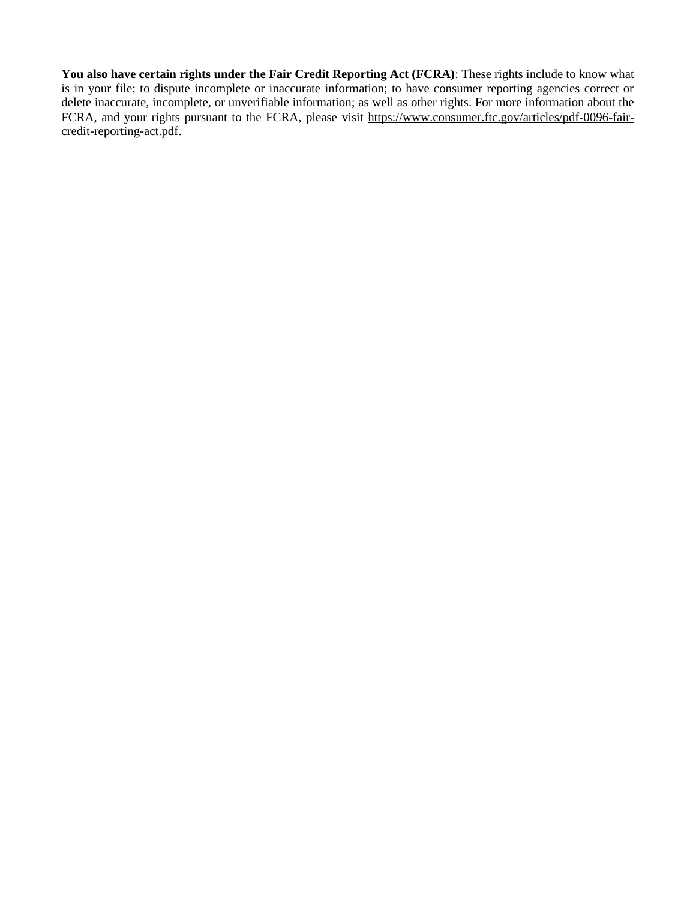**You also have certain rights under the Fair Credit Reporting Act (FCRA)**: These rights include to know what is in your file; to dispute incomplete or inaccurate information; to have consumer reporting agencies correct or delete inaccurate, incomplete, or unverifiable information; as well as other rights. For more information about the FCRA, and your rights pursuant to the FCRA, please visit https://www.consumer.ftc.gov/articles/pdf-0096-fair-credit-reporting-act.pdf.